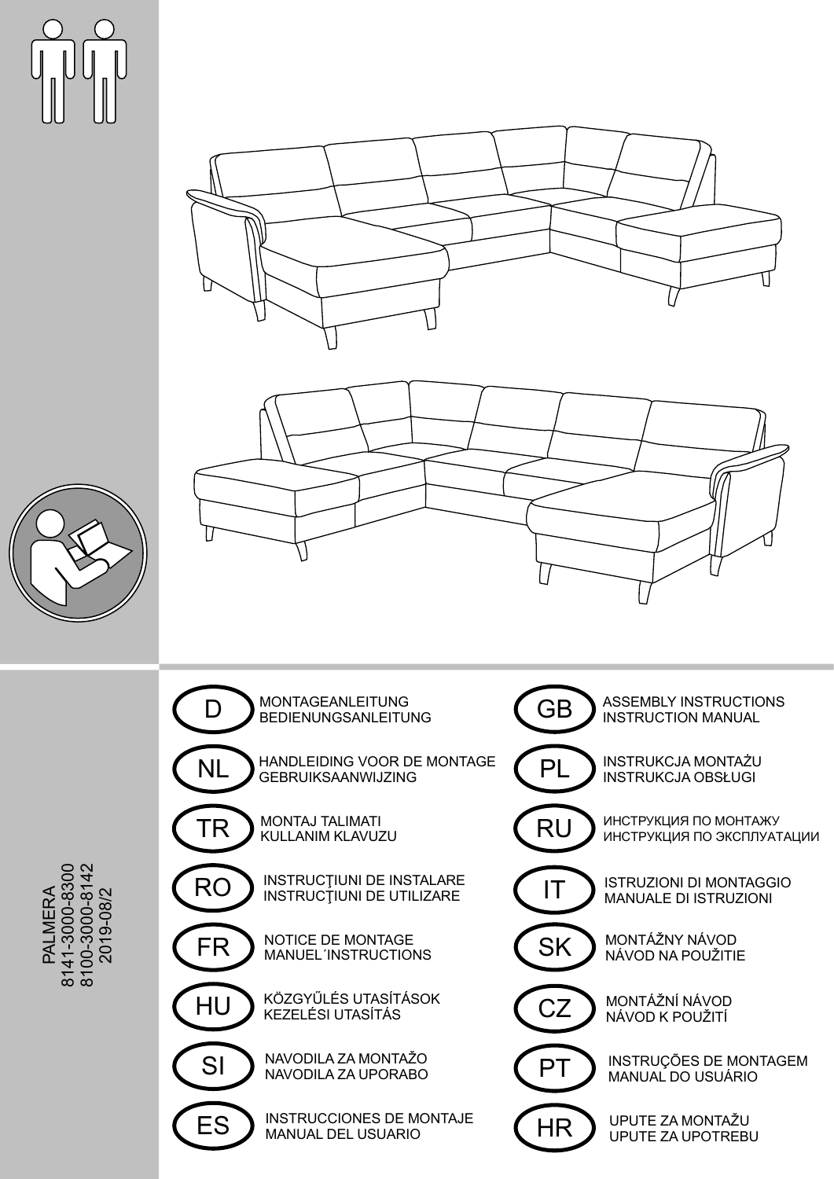PALMERA
8141-3000-8300
8100-3000-8142
2019-08/2

| | | | |
|---|---|---|---|
| D | MONTAGEANLEITUNG<br>BEDIENUNGSANLEITUNG | GB | ASSEMBLY INSTRUCTIONS<br>INSTRUCTION MANUAL |
| NL | HANDLEIDING VOOR DE MONTAGE<br>GEBRUIKSAANWIJZING | PL | INSTRUKCJA MONTAŻU<br>INSTRUKCJA OBSŁUGI |
| TR | MONTAJ TALIMATI<br>KULLANIM KLAVUZU | RU | ИНСТРУКЦИЯ ПО МОНТАЖУ<br>ИНСТРУКЦИЯ ПО ЭКСПЛУАТАЦИИ |
| RO | INSTRUCŢIUNI DE INSTALARE<br>INSTRUCŢIUNI DE UTILIZARE | IT | ISTRUZIONI DI MONTAGGIO<br>MANUALE DI ISTRUZIONI |
| FR | NOTICE DE MONTAGE<br>MANUEL´INSTRUCTIONS | SK | MONTÁŽNY NÁVOD<br>NÁVOD NA POUŽITIE |
| HU | KÖZGYŰLÉS UTASÍTÁSOK<br>KEZELÉSI UTASÍTÁS | CZ | MONTÁŽNÍ NÁVOD<br>NÁVOD K POUŽITÍ |
| SI | NAVODILA ZA MONTAŽO<br>NAVODILA ZA UPORABO | PT | INSTRUÇÕES DE MONTAGEM<br>MANUAL DO USUÁRIO |
| ES | INSTRUCCIONES DE MONTAJE<br>MANUAL DEL USUARIO | HR | UPUTE ZA MONTAŽU<br>UPUTE ZA UPOTREBU |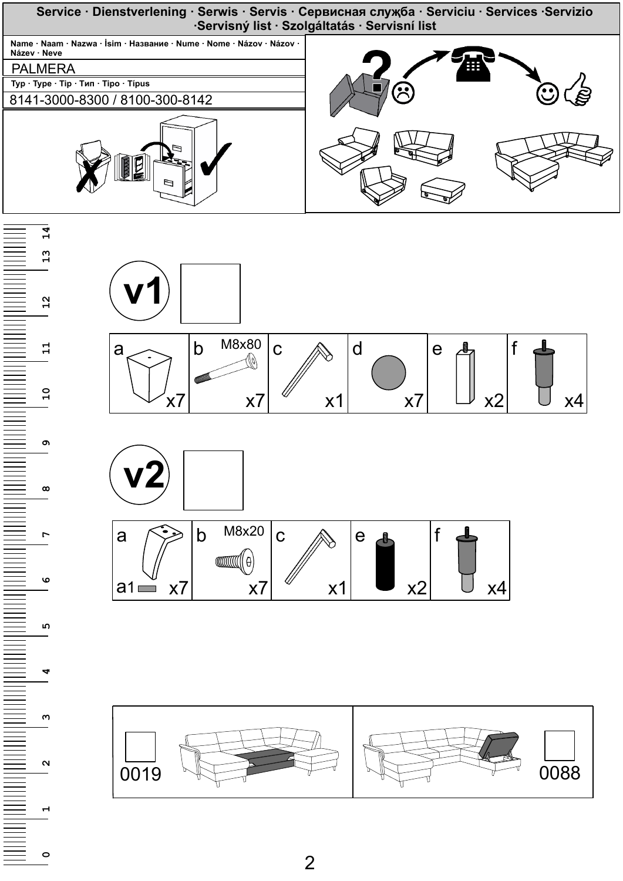**Service · Dienstverlening · Serwis · Servis · Сервисная служба · Serviciu · Services ·Servizio ·Servisný list · Szolgáltatás · Servisní list**

| Name · Naam · Nazwa · İsim · Название · Nume · Nome · Názov · Názov · Název · Neve |
| --- |
| PALMERA |
| Typ · Type · Tip · Тип · Tipo · Típus |
| 8141-3000-8300 / 8100-300-8142 |

**v1**

| a | b M8x80 | c | d | e | f |
| --- | --- | --- | --- | --- | --- |
| x7 | x7 | x1 | x7 | x2 | x4 |

**v2**

| a | b M8x20 | c | e | f |
| --- | --- | --- | --- | --- |
| a1 x7 | x7 | x1 | x2 | x4 |

| 0019 | 0088 |
| --- | --- |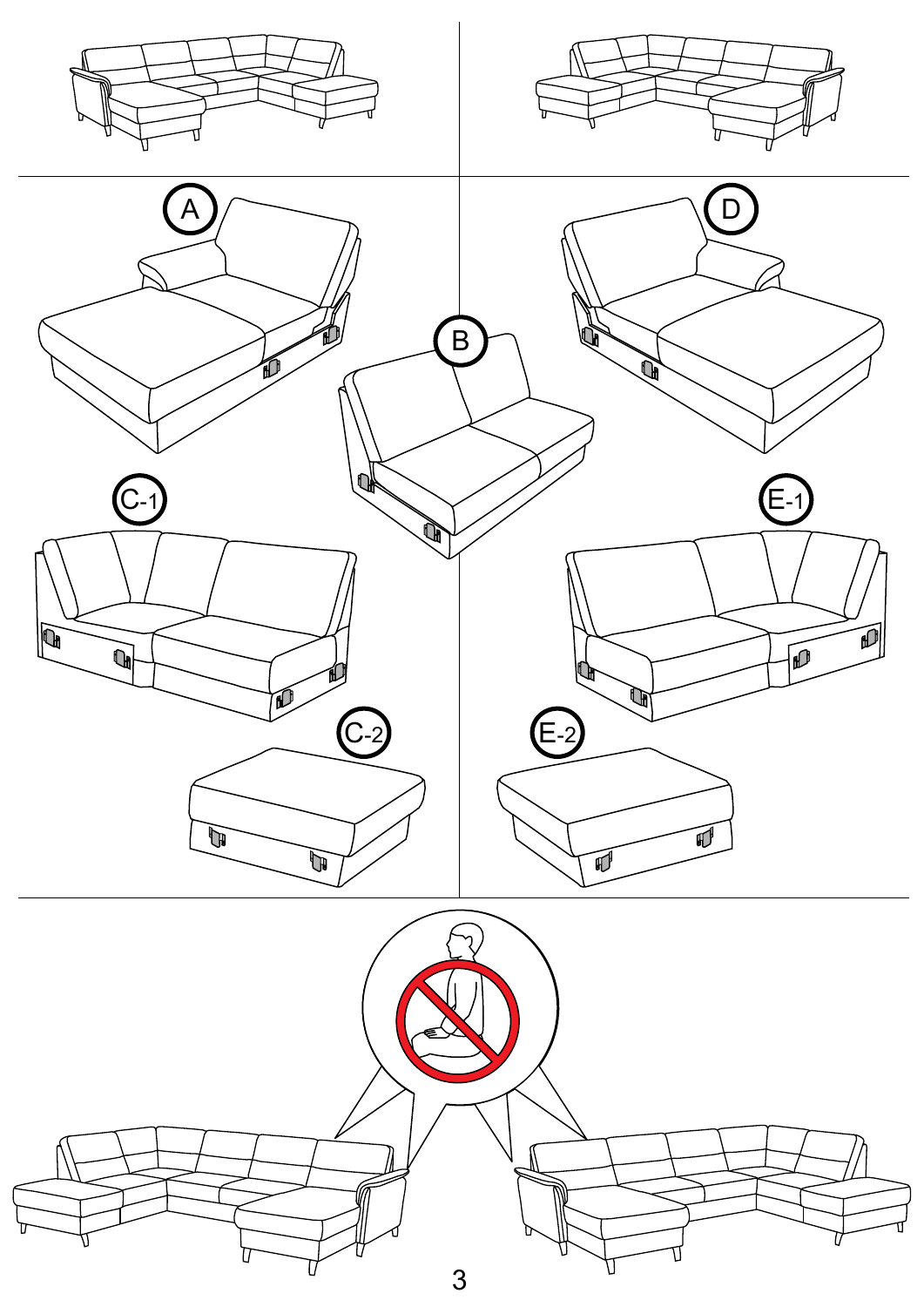A

B

D

C-1

E-1

C-2

E-2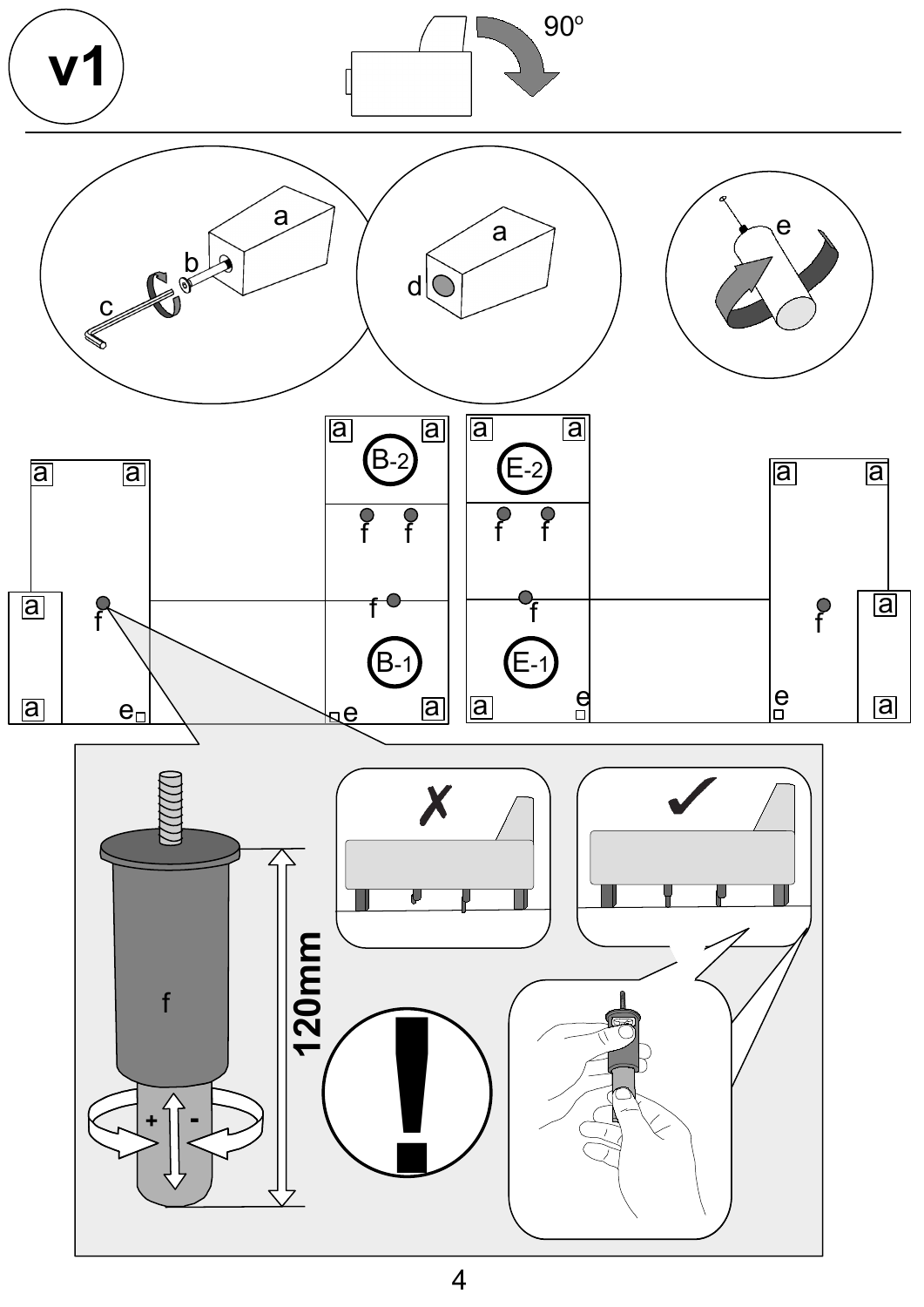v1

90º

a

b

c

a

d

e

a a B-2 a a E-2 a a

a a

f f f f

a f f f f a

B-1 E-1

a e e a e a e a

f

120mm

+ -

✗

✓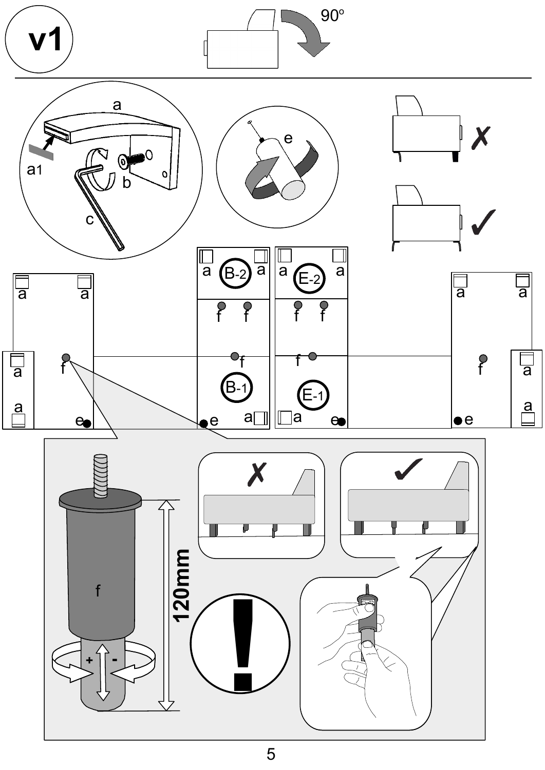v1

90°

a

a1

b

c

e

✗

✓

a a

B-2

a a

E-2

a a

f f

f f

a

a

a

f

f

B-1

f

E-1

f

a a

a

a

e

e

a

a

e

e

f

120mm

+ -

✗

✓

!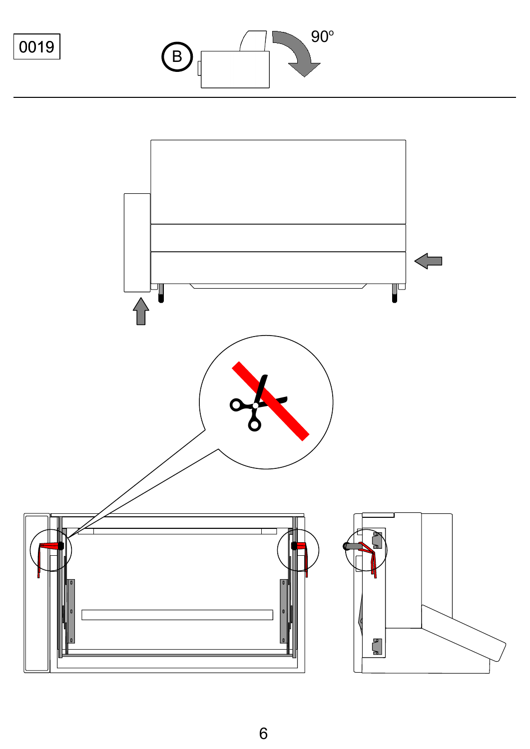0019

B

90°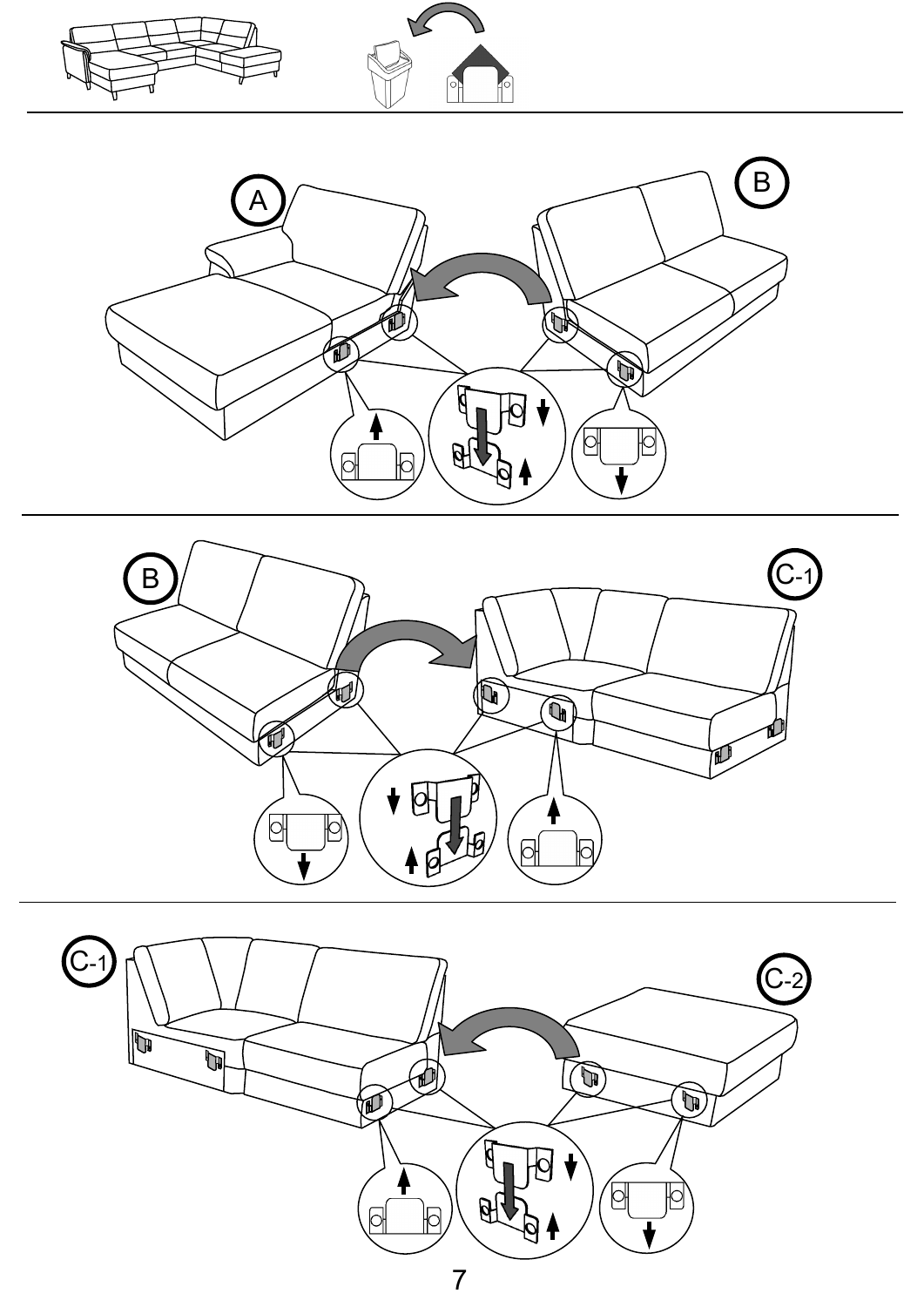A

B

B

C-1

C-1

C-2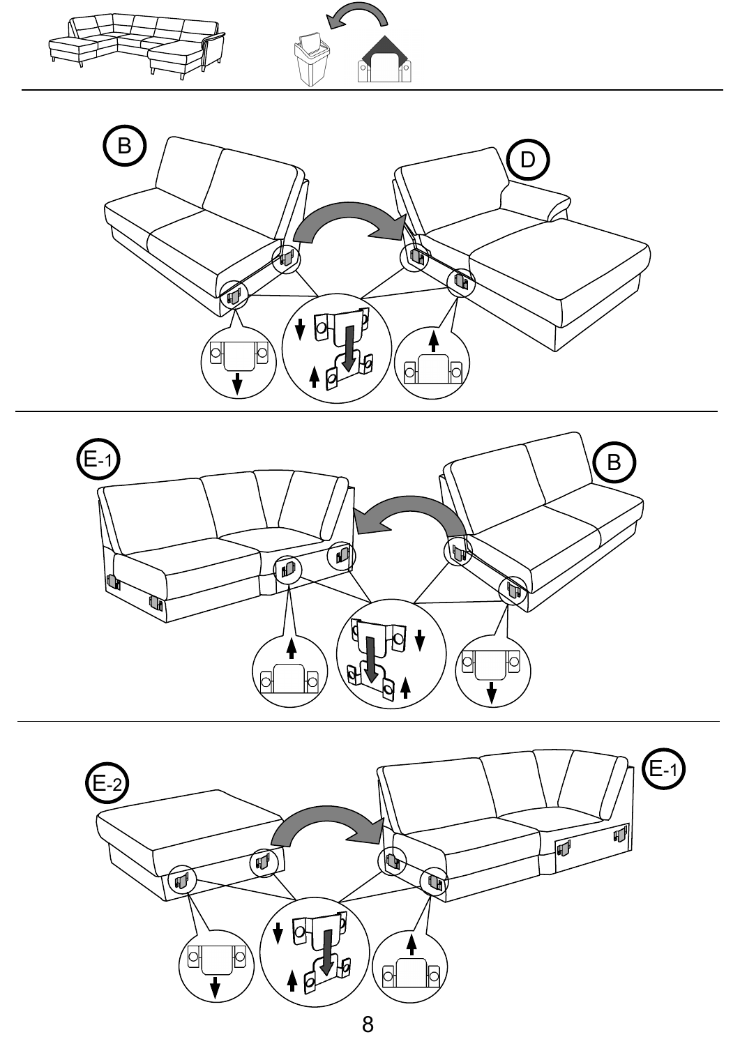B

D

E-1

B

E-2

E-1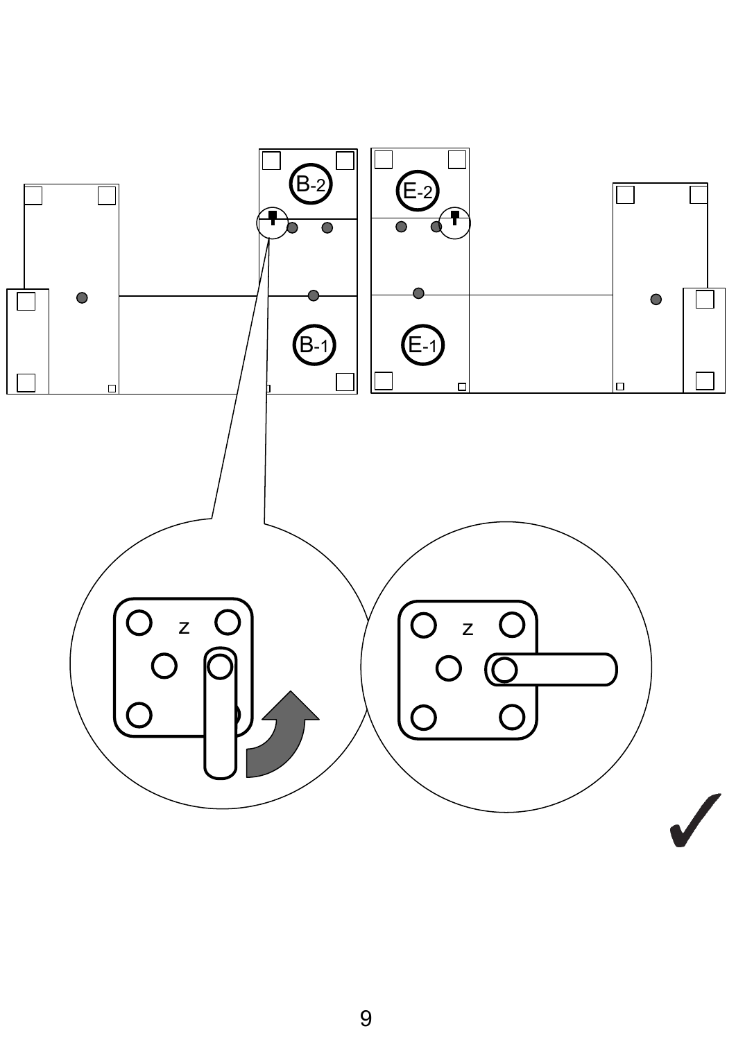B-2

E-2

B-1

E-1

z

z

✓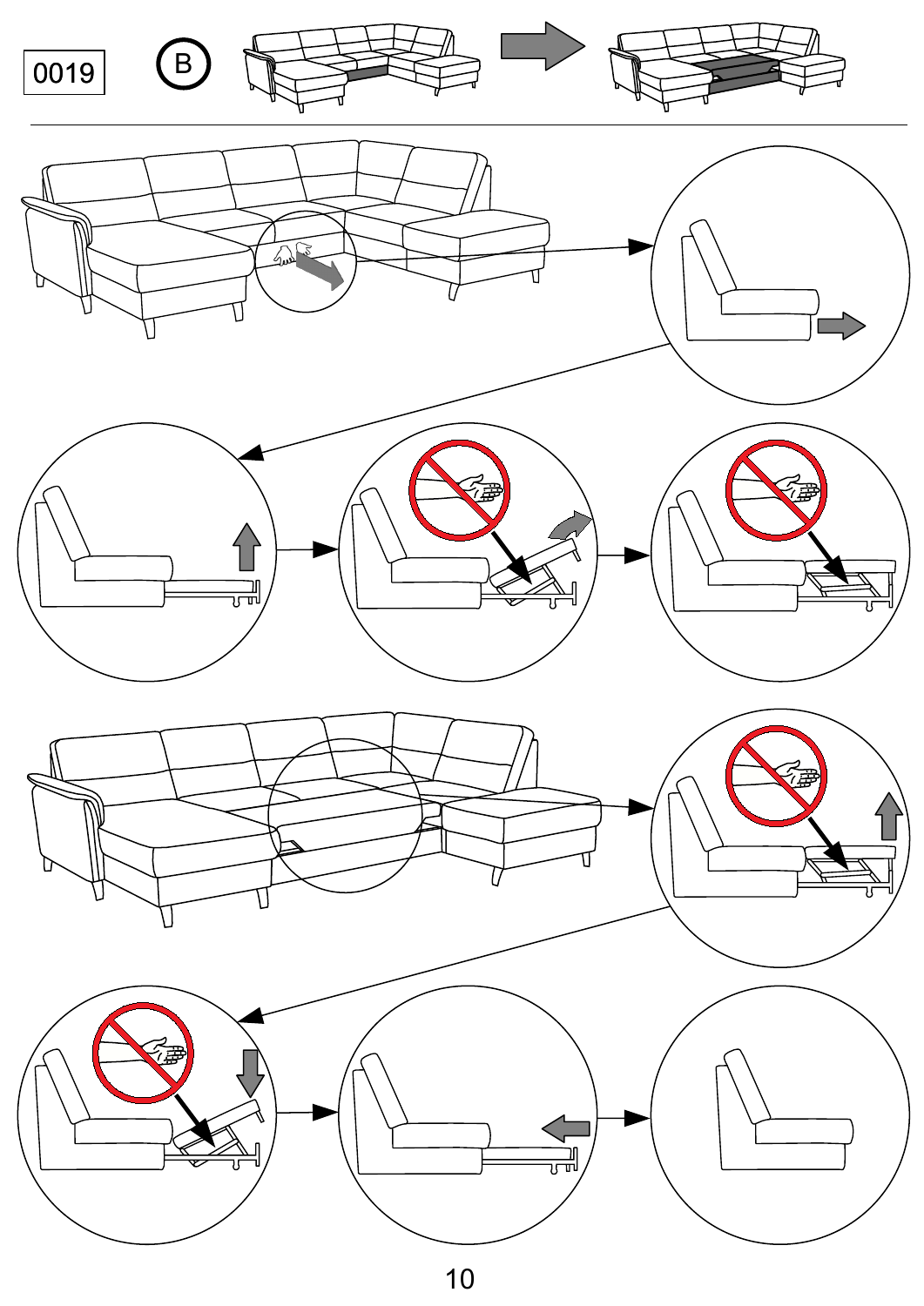0019

B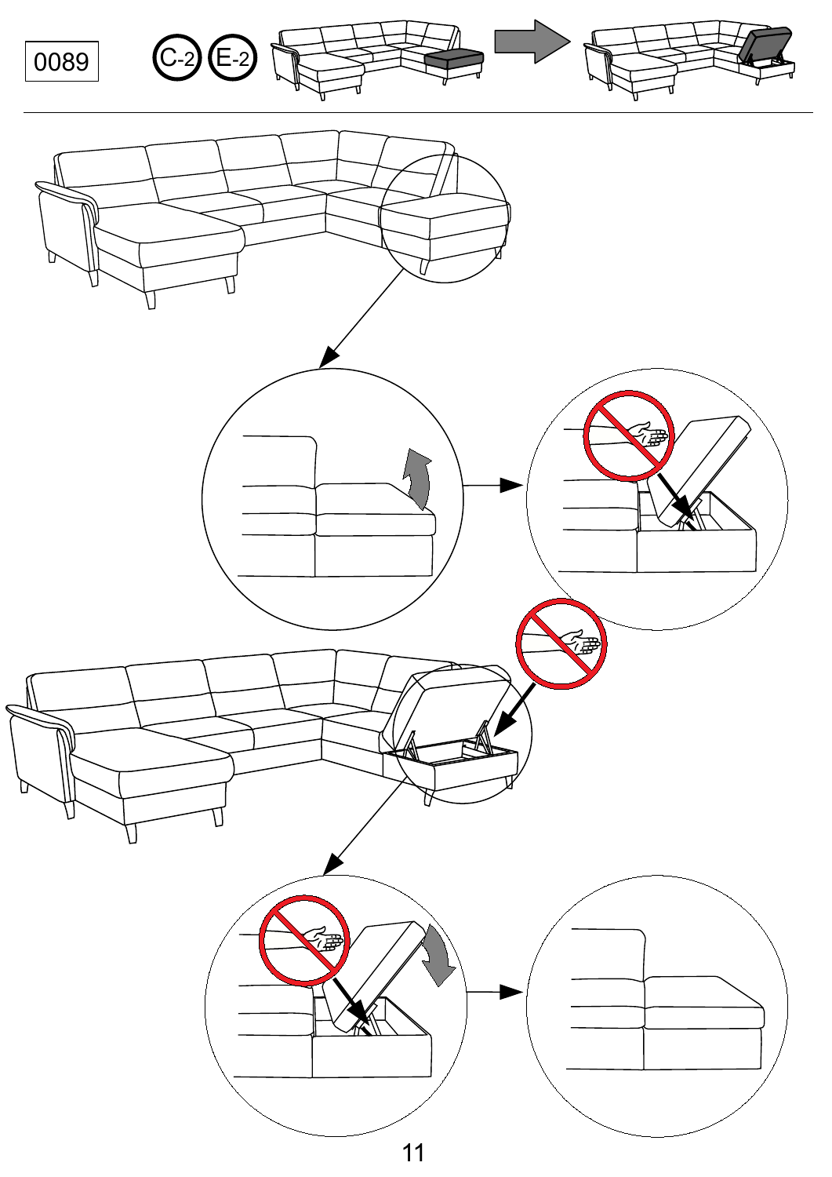0089

C-2 E-2